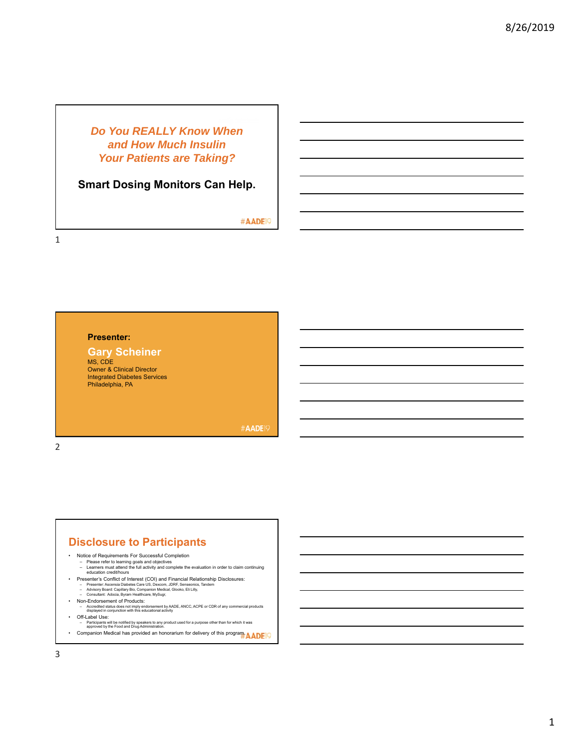# *Do You REALLY Know When and How Much Insulin Your Patients are Taking?*

**Smart Dosing Monitors Can Help.**

#AADE19

**Presenter:**

**Gary Scheiner**
MS, CDE
Owner & Clinical Director
Integrated Diabetes Services
Philadelphia, PA

#AADE19

## Disclosure to Participants

- Notice of Requirements For Successful Completion
  - Please refer to learning goals and objectives
  - Learners must attend the full activity and complete the evaluation in order to claim continuing education credit/hours
- Presenter's Conflict of Interest (COI) and Financial Relationship Disclosures:
  - Presenter: Ascensia Diabetes Care US, Dexcom, JDRF, Senseonics, Tandem
  - Advisory Board: Capillary Bio, Companion Medical, Glooko, Eli Lilly,
  - Consultant: Adocia, Byram Healthcare, MySugr,
- Non-Endorsement of Products:
  - Accredited status does not imply endorsement by AADE, ANCC, ACPE or CDR of any commercial products displayed in conjunction with this educational activity
- Off-Label Use:
  - Participants will be notified by speakers to any product used for a purpose other than for which it was approved by the Food and Drug Administration.
- Companion Medical has provided an honorarium for delivery of this program.

#AADE19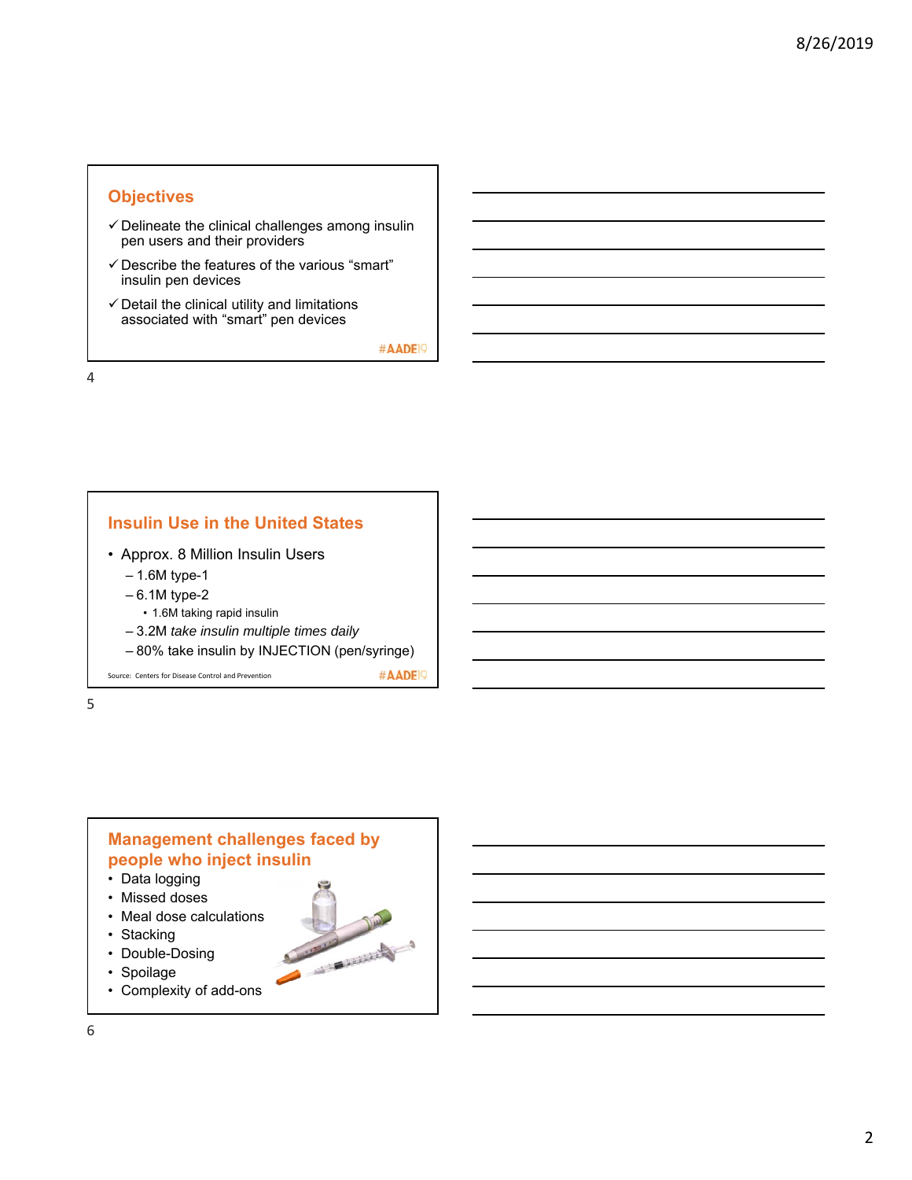## Objectives

- ✓ Delineate the clinical challenges among insulin pen users and their providers
- ✓ Describe the features of the various "smart" insulin pen devices
- ✓ Detail the clinical utility and limitations associated with "smart" pen devices

#AADE19

## Insulin Use in the United States

- Approx. 8 Million Insulin Users
  - 1.6M type-1
  - 6.1M type-2
    - 1.6M taking rapid insulin
  - 3.2M *take insulin multiple times daily*
  - 80% take insulin by INJECTION (pen/syringe)

Source: Centers for Disease Control and Prevention

#AADE19

## Management challenges faced by people who inject insulin

- Data logging
- Missed doses
- Meal dose calculations
- Stacking
- Double-Dosing
- Spoilage
- Complexity of add-ons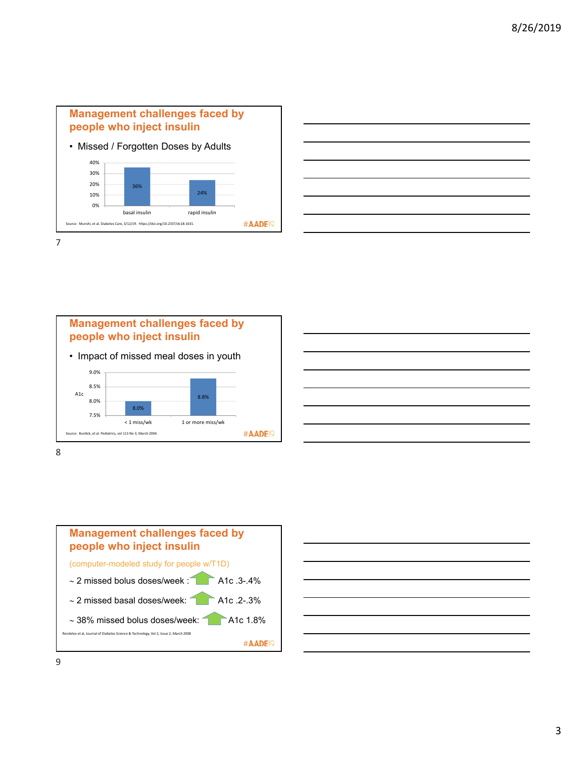## Management challenges faced by people who inject insulin

- Missed / Forgotten Doses by Adults

| | Missed / Forgotten Doses |
| --- | --- |
| basal insulin | 36% |
| rapid insulin | 24% |

Source: Munshi, et al. Diabetes Care, 3/12/19. https://doi.org/10.2337/dc18-1631.

#AADE19

## Management challenges faced by people who inject insulin

- Impact of missed meal doses in youth

| | A1c |
| --- | --- |
| < 1 miss/wk | 8.0% |
| 1 or more miss/wk | 8.8% |

Source: Burdick, et al. Pediatrics, vol 113 No 3, March 2004.

#AADE19

## Management challenges faced by people who inject insulin

(computer-modeled study for people w/T1D)

~ 2 missed bolus doses/week : ↑ A1c .3-.4%

~ 2 missed basal doses/week: ↑ A1c .2-.3%

~ 38% missed bolus doses/week: ↑ A1c 1.8%

Rendelov et al, Journal of Diabetes Science & Technology, Vol 2, Issue 2, March 2008

#AADE19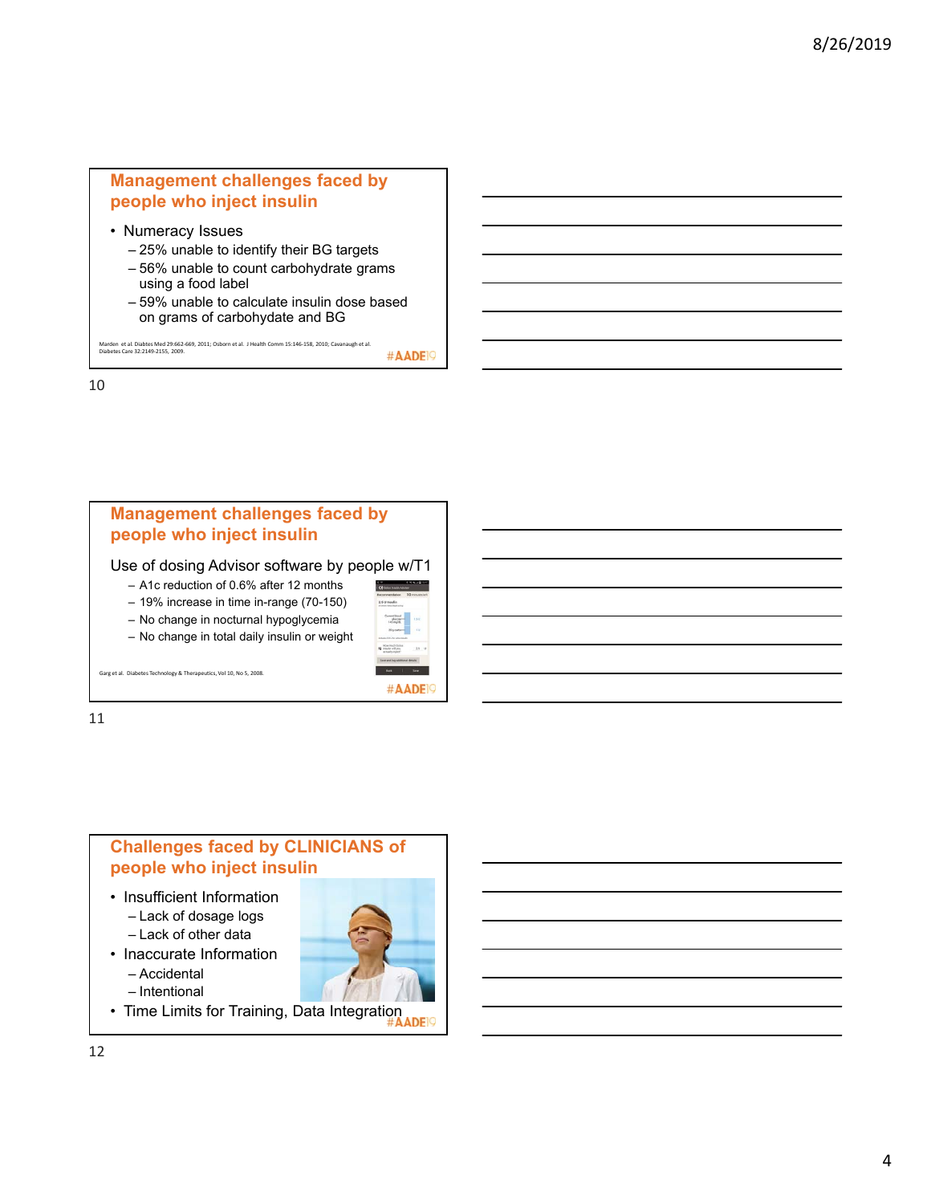## Management challenges faced by people who inject insulin

- Numeracy Issues
  - 25% unable to identify their BG targets
  - 56% unable to count carbohydrate grams using a food label
  - 59% unable to calculate insulin dose based on grams of carbohydate and BG

Marden et al. Diabtes Med 29:662-669, 2011; Osborn et al. J Health Comm 15:146-158, 2010; Cavanaugh et al. Diabetes Care 32:2149-2155, 2009.

#AADE19

## Management challenges faced by people who inject insulin

Use of dosing Advisor software by people w/T1

- A1c reduction of 0.6% after 12 months
- 19% increase in time in-range (70-150)
- No change in nocturnal hypoglycemia
- No change in total daily insulin or weight

Garg et al. Diabetes Technology & Therapeutics, Vol 10, No 5, 2008.

#AADE19

## Challenges faced by CLINICIANS of people who inject insulin

- Insufficient Information
  - Lack of dosage logs
  - Lack of other data
- Inaccurate Information
  - Accidental
  - Intentional
- Time Limits for Training, Data Integration

#AADE19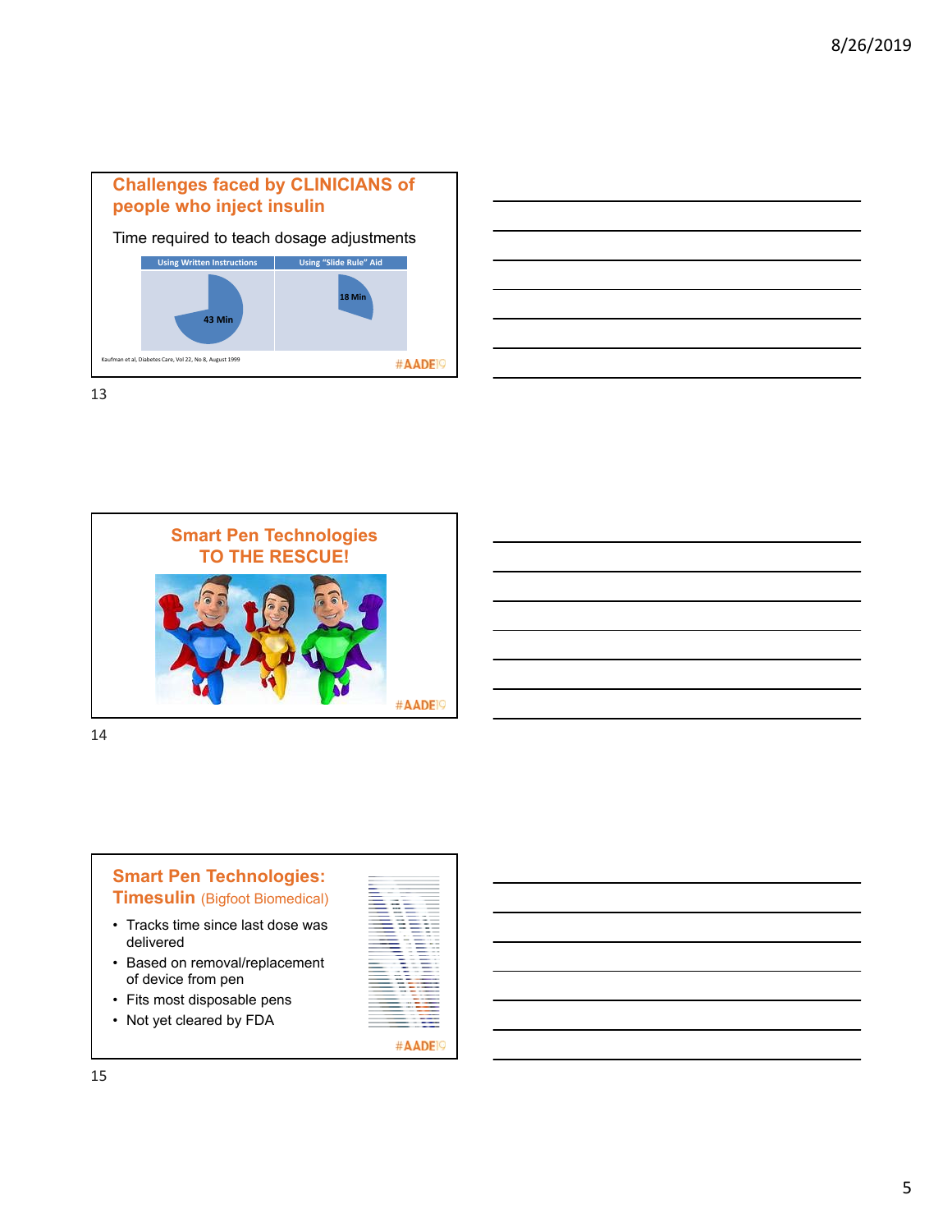## Challenges faced by CLINICIANS of people who inject insulin

Time required to teach dosage adjustments

| Using Written Instructions | Using "Slide Rule" Aid |
| --- | --- |
| 43 Min | 18 Min |

Kaufman et al, Diabetes Care, Vol 22, No 8, August 1999

#AADE19

## Smart Pen Technologies TO THE RESCUE!

#AADE19

## Smart Pen Technologies: Timesulin (Bigfoot Biomedical)

- Tracks time since last dose was delivered
- Based on removal/replacement of device from pen
- Fits most disposable pens
- Not yet cleared by FDA

#AADE19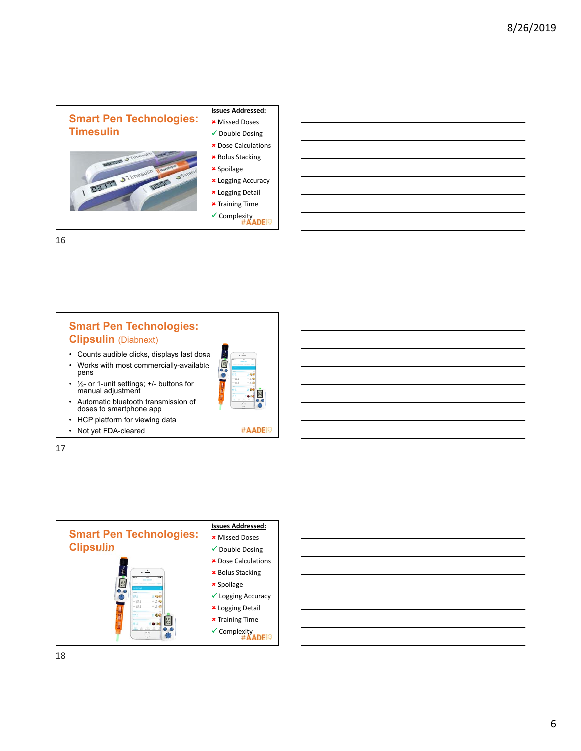## Smart Pen Technologies: Timesulin

**Issues Addressed:**

- ✖ Missed Doses
- ✓ Double Dosing
- ✖ Dose Calculations
- ✖ Bolus Stacking
- ✖ Spoilage
- ✖ Logging Accuracy
- ✖ Logging Detail
- ✖ Training Time
- ✓ Complexity

#AADE19

## Smart Pen Technologies: Clipsulin (Diabnext)

- Counts audible clicks, displays last dose
- Works with most commercially-available pens
- ½- or 1-unit settings; +/- buttons for manual adjustment
- Automatic bluetooth transmission of doses to smartphone app
- HCP platform for viewing data
- Not yet FDA-cleared

#AADE19

## Smart Pen Technologies: Clipsulin

**Issues Addressed:**

- ✖ Missed Doses
- ✓ Double Dosing
- ✖ Dose Calculations
- ✖ Bolus Stacking
- ✖ Spoilage
- ✓ Logging Accuracy
- ✖ Logging Detail
- ✖ Training Time
- ✓ Complexity

#AADE19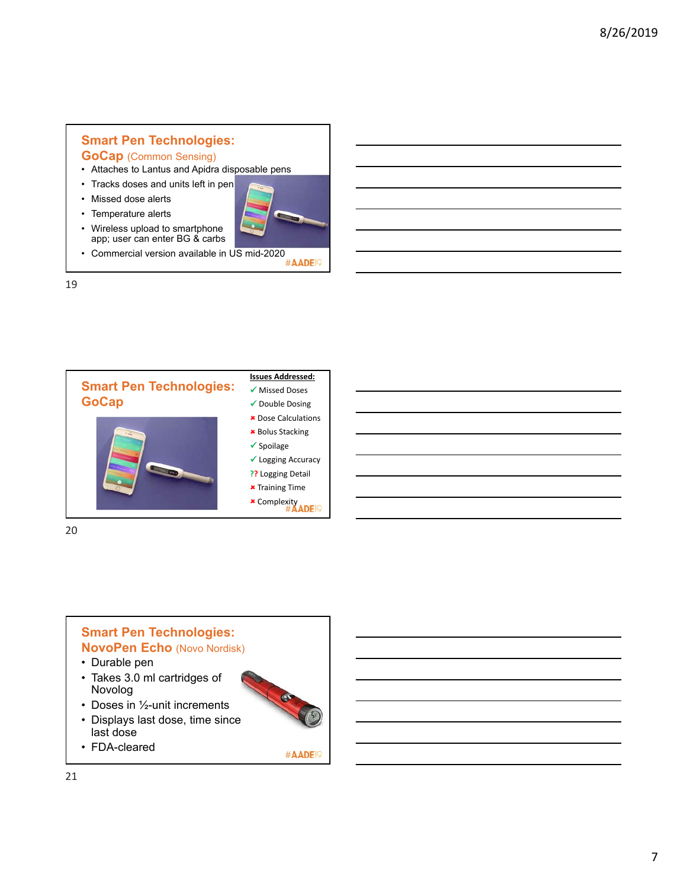## Smart Pen Technologies: GoCap (Common Sensing)

- Attaches to Lantus and Apidra disposable pens
- Tracks doses and units left in pen
- Missed dose alerts
- Temperature alerts
- Wireless upload to smartphone app; user can enter BG & carbs
- Commercial version available in US mid-2020

#AADE19

## Smart Pen Technologies: GoCap

**Issues Addressed:**

- ✓ Missed Doses
- ✓ Double Dosing
- ✖ Dose Calculations
- ✖ Bolus Stacking
- ✓ Spoilage
- ✓ Logging Accuracy
- ?? Logging Detail
- ✖ Training Time
- ✖ Complexity

#AADE19

## Smart Pen Technologies: NovoPen Echo (Novo Nordisk)

- Durable pen
- Takes 3.0 ml cartridges of Novolog
- Doses in ½-unit increments
- Displays last dose, time since last dose
- FDA-cleared

#AADE19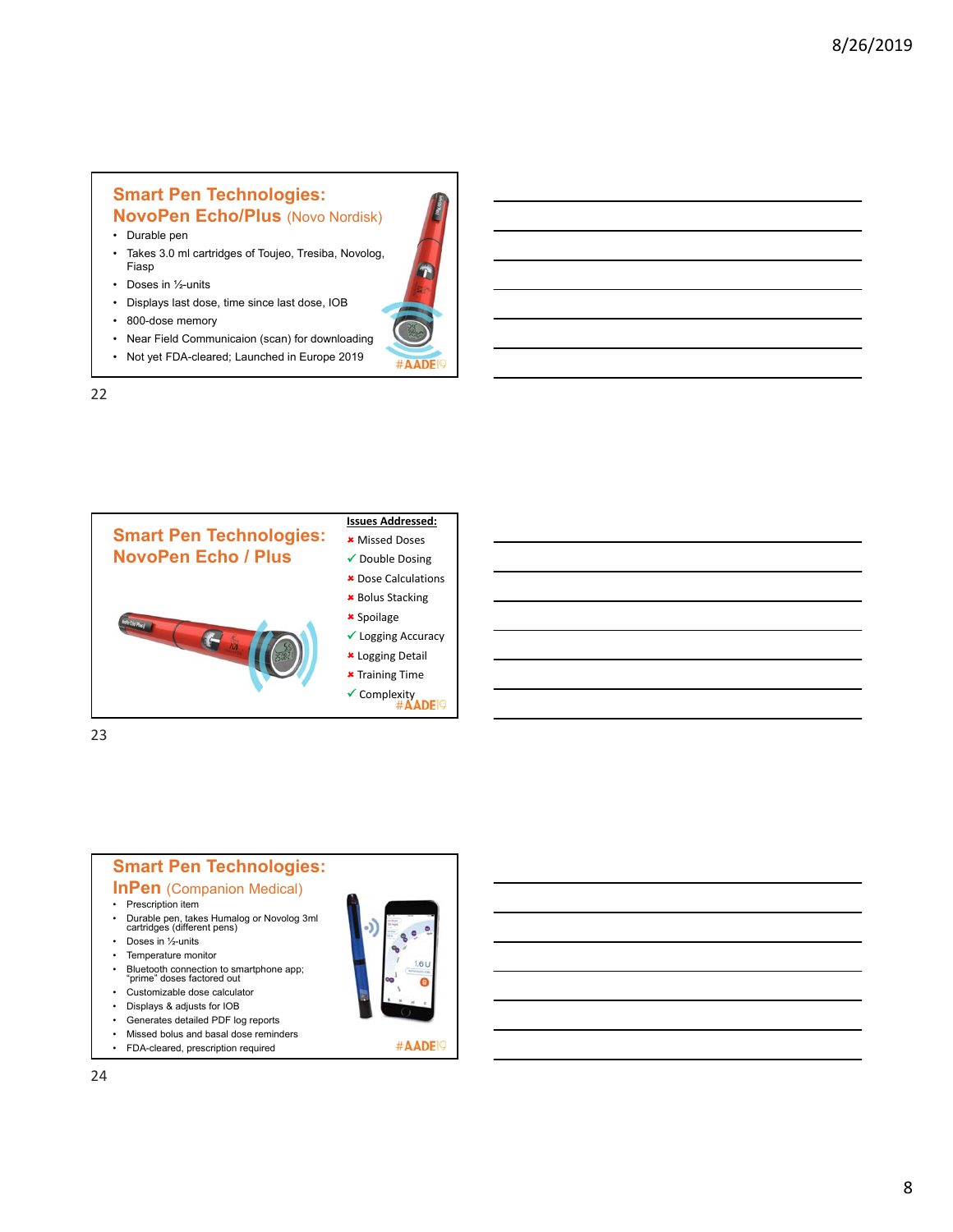## Smart Pen Technologies: NovoPen Echo/Plus (Novo Nordisk)

- Durable pen
- Takes 3.0 ml cartridges of Toujeo, Tresiba, Novolog, Fiasp
- Doses in ½-units
- Displays last dose, time since last dose, IOB
- 800-dose memory
- Near Field Communicaion (scan) for downloading
- Not yet FDA-cleared; Launched in Europe 2019

#AADE19

## Smart Pen Technologies: NovoPen Echo / Plus

**Issues Addressed:**

- ✖ Missed Doses
- ✓ Double Dosing
- ✖ Dose Calculations
- ✖ Bolus Stacking
- ✖ Spoilage
- ✓ Logging Accuracy
- ✖ Logging Detail
- ✖ Training Time
- ✓ Complexity

#AADE19

## Smart Pen Technologies: InPen (Companion Medical)

- Prescription item
- Durable pen, takes Humalog or Novolog 3ml cartridges (different pens)
- Doses in ½-units
- Temperature monitor
- Bluetooth connection to smartphone app; "prime" doses factored out
- Customizable dose calculator
- Displays & adjusts for IOB
- Generates detailed PDF log reports
- Missed bolus and basal dose reminders
- FDA-cleared, prescription required

#AADE19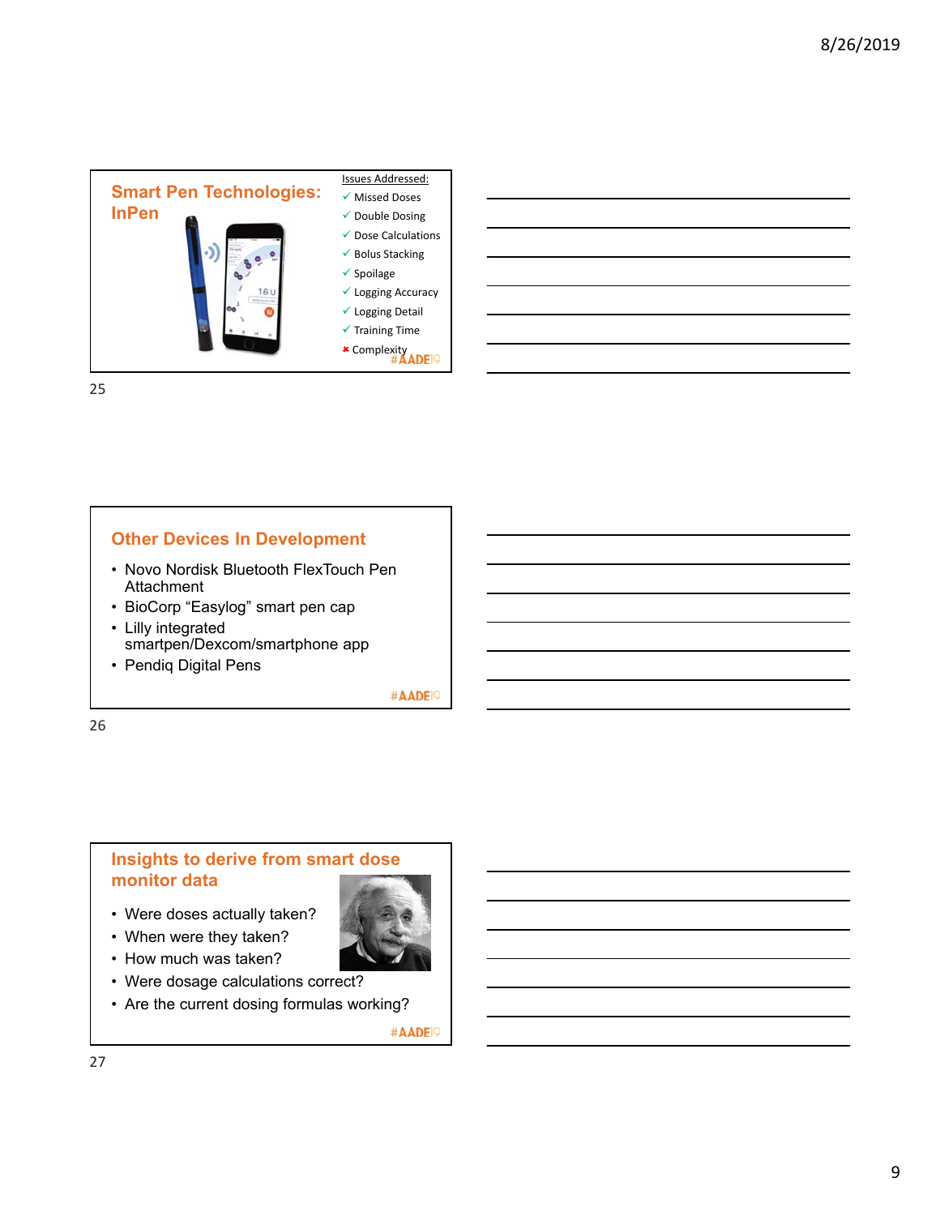## Smart Pen Technologies: InPen

Issues Addressed:

- ✓ Missed Doses
- ✓ Double Dosing
- ✓ Dose Calculations
- ✓ Bolus Stacking
- ✓ Spoilage
- ✓ Logging Accuracy
- ✓ Logging Detail
- ✓ Training Time
- ✖ Complexity

#AADE19

## Other Devices In Development

- Novo Nordisk Bluetooth FlexTouch Pen Attachment
- BioCorp "Easylog" smart pen cap
- Lilly integrated smartpen/Dexcom/smartphone app
- Pendiq Digital Pens

#AADE19

## Insights to derive from smart dose monitor data

- Were doses actually taken?
- When were they taken?
- How much was taken?
- Were dosage calculations correct?
- Are the current dosing formulas working?

#AADE19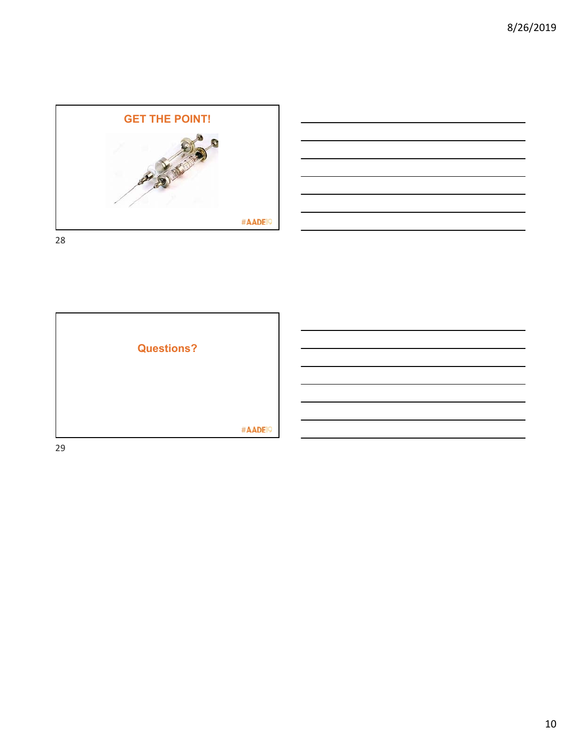## GET THE POINT!

#AADE19

## Questions?

#AADE19